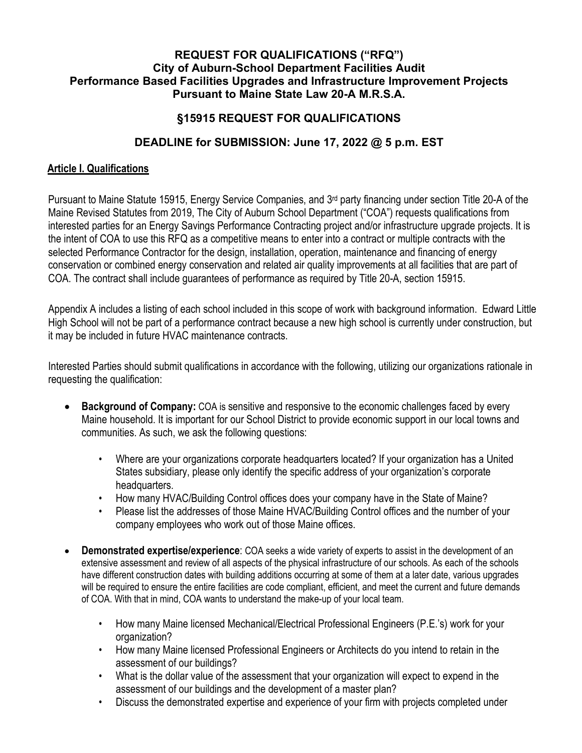# REQUEST FOR QUALIFICATIONS ("RFQ")
## City of Auburn-School Department Facilities Audit
## Performance Based Facilities Upgrades and Infrastructure Improvement Projects
## Pursuant to Maine State Law 20-A M.R.S.A.

## §15915 REQUEST FOR QUALIFICATIONS

## DEADLINE for SUBMISSION: June 17, 2022 @ 5 p.m. EST

### Article I. Qualifications

Pursuant to Maine Statute 15915, Energy Service Companies, and 3rd party financing under section Title 20-A of the Maine Revised Statutes from 2019, The City of Auburn School Department ("COA") requests qualifications from interested parties for an Energy Savings Performance Contracting project and/or infrastructure upgrade projects. It is the intent of COA to use this RFQ as a competitive means to enter into a contract or multiple contracts with the selected Performance Contractor for the design, installation, operation, maintenance and financing of energy conservation or combined energy conservation and related air quality improvements at all facilities that are part of COA. The contract shall include guarantees of performance as required by Title 20-A, section 15915.

Appendix A includes a listing of each school included in this scope of work with background information. Edward Little High School will not be part of a performance contract because a new high school is currently under construction, but it may be included in future HVAC maintenance contracts.

Interested Parties should submit qualifications in accordance with the following, utilizing our organizations rationale in requesting the qualification:

- **Background of Company:** COA is sensitive and responsive to the economic challenges faced by every Maine household. It is important for our School District to provide economic support in our local towns and communities. As such, we ask the following questions:
    - Where are your organizations corporate headquarters located? If your organization has a United States subsidiary, please only identify the specific address of your organization's corporate headquarters.
    - How many HVAC/Building Control offices does your company have in the State of Maine?
    - Please list the addresses of those Maine HVAC/Building Control offices and the number of your company employees who work out of those Maine offices.
- **Demonstrated expertise/experience**: COA seeks a wide variety of experts to assist in the development of an extensive assessment and review of all aspects of the physical infrastructure of our schools. As each of the schools have different construction dates with building additions occurring at some of them at a later date, various upgrades will be required to ensure the entire facilities are code compliant, efficient, and meet the current and future demands of COA. With that in mind, COA wants to understand the make-up of your local team.
    - How many Maine licensed Mechanical/Electrical Professional Engineers (P.E.'s) work for your organization?
    - How many Maine licensed Professional Engineers or Architects do you intend to retain in the assessment of our buildings?
    - What is the dollar value of the assessment that your organization will expect to expend in the assessment of our buildings and the development of a master plan?
    - Discuss the demonstrated expertise and experience of your firm with projects completed under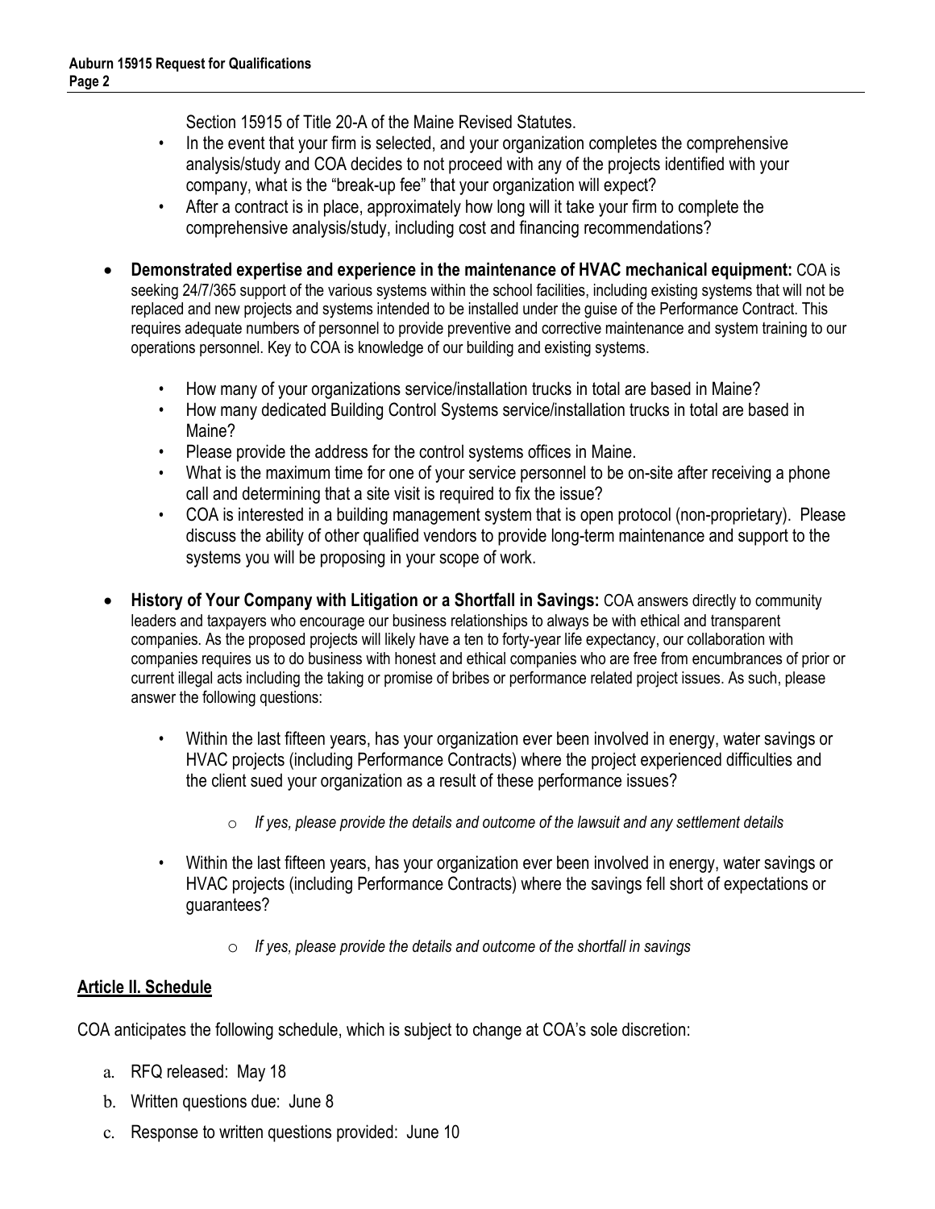Section 15915 of Title 20-A of the Maine Revised Statutes.

- In the event that your firm is selected, and your organization completes the comprehensive analysis/study and COA decides to not proceed with any of the projects identified with your company, what is the "break-up fee" that your organization will expect?
- After a contract is in place, approximately how long will it take your firm to complete the comprehensive analysis/study, including cost and financing recommendations?

- **Demonstrated expertise and experience in the maintenance of HVAC mechanical equipment:** COA is seeking 24/7/365 support of the various systems within the school facilities, including existing systems that will not be replaced and new projects and systems intended to be installed under the guise of the Performance Contract. This requires adequate numbers of personnel to provide preventive and corrective maintenance and system training to our operations personnel. Key to COA is knowledge of our building and existing systems.
  - How many of your organizations service/installation trucks in total are based in Maine?
  - How many dedicated Building Control Systems service/installation trucks in total are based in Maine?
  - Please provide the address for the control systems offices in Maine.
  - What is the maximum time for one of your service personnel to be on-site after receiving a phone call and determining that a site visit is required to fix the issue?
  - COA is interested in a building management system that is open protocol (non-proprietary). Please discuss the ability of other qualified vendors to provide long-term maintenance and support to the systems you will be proposing in your scope of work.

- **History of Your Company with Litigation or a Shortfall in Savings:** COA answers directly to community leaders and taxpayers who encourage our business relationships to always be with ethical and transparent companies. As the proposed projects will likely have a ten to forty-year life expectancy, our collaboration with companies requires us to do business with honest and ethical companies who are free from encumbrances of prior or current illegal acts including the taking or promise of bribes or performance related project issues. As such, please answer the following questions:
  - Within the last fifteen years, has your organization ever been involved in energy, water savings or HVAC projects (including Performance Contracts) where the project experienced difficulties and the client sued your organization as a result of these performance issues?
    - *If yes, please provide the details and outcome of the lawsuit and any settlement details*
  - Within the last fifteen years, has your organization ever been involved in energy, water savings or HVAC projects (including Performance Contracts) where the savings fell short of expectations or guarantees?
    - *If yes, please provide the details and outcome of the shortfall in savings*

## Article II. Schedule

COA anticipates the following schedule, which is subject to change at COA's sole discretion:

a. RFQ released: May 18
b. Written questions due: June 8
c. Response to written questions provided: June 10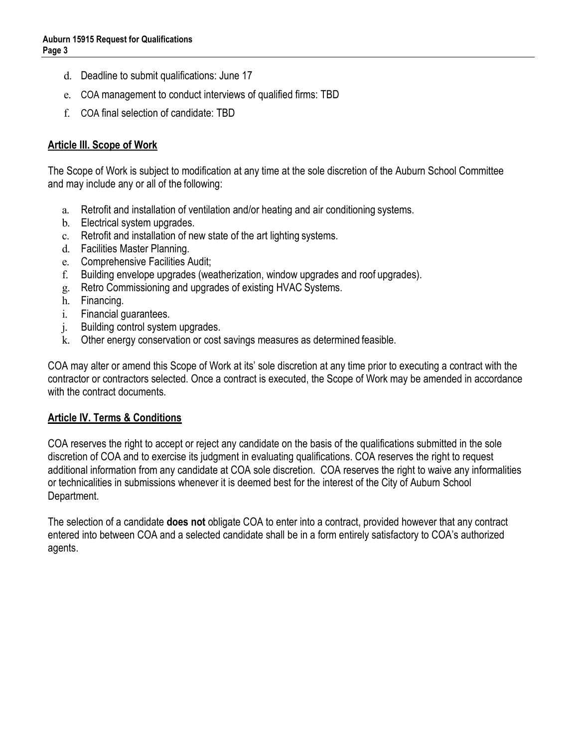d. Deadline to submit qualifications: June 17
e. COA management to conduct interviews of qualified firms: TBD
f. COA final selection of candidate: TBD

## Article III. Scope of Work

The Scope of Work is subject to modification at any time at the sole discretion of the Auburn School Committee and may include any or all of the following:

a. Retrofit and installation of ventilation and/or heating and air conditioning systems.
b. Electrical system upgrades.
c. Retrofit and installation of new state of the art lighting systems.
d. Facilities Master Planning.
e. Comprehensive Facilities Audit;
f. Building envelope upgrades (weatherization, window upgrades and roof upgrades).
g. Retro Commissioning and upgrades of existing HVAC Systems.
h. Financing.
i. Financial guarantees.
j. Building control system upgrades.
k. Other energy conservation or cost savings measures as determined feasible.

COA may alter or amend this Scope of Work at its' sole discretion at any time prior to executing a contract with the contractor or contractors selected. Once a contract is executed, the Scope of Work may be amended in accordance with the contract documents.

## Article IV. Terms & Conditions

COA reserves the right to accept or reject any candidate on the basis of the qualifications submitted in the sole discretion of COA and to exercise its judgment in evaluating qualifications. COA reserves the right to request additional information from any candidate at COA sole discretion. COA reserves the right to waive any informalities or technicalities in submissions whenever it is deemed best for the interest of the City of Auburn School Department.

The selection of a candidate **does not** obligate COA to enter into a contract, provided however that any contract entered into between COA and a selected candidate shall be in a form entirely satisfactory to COA's authorized agents.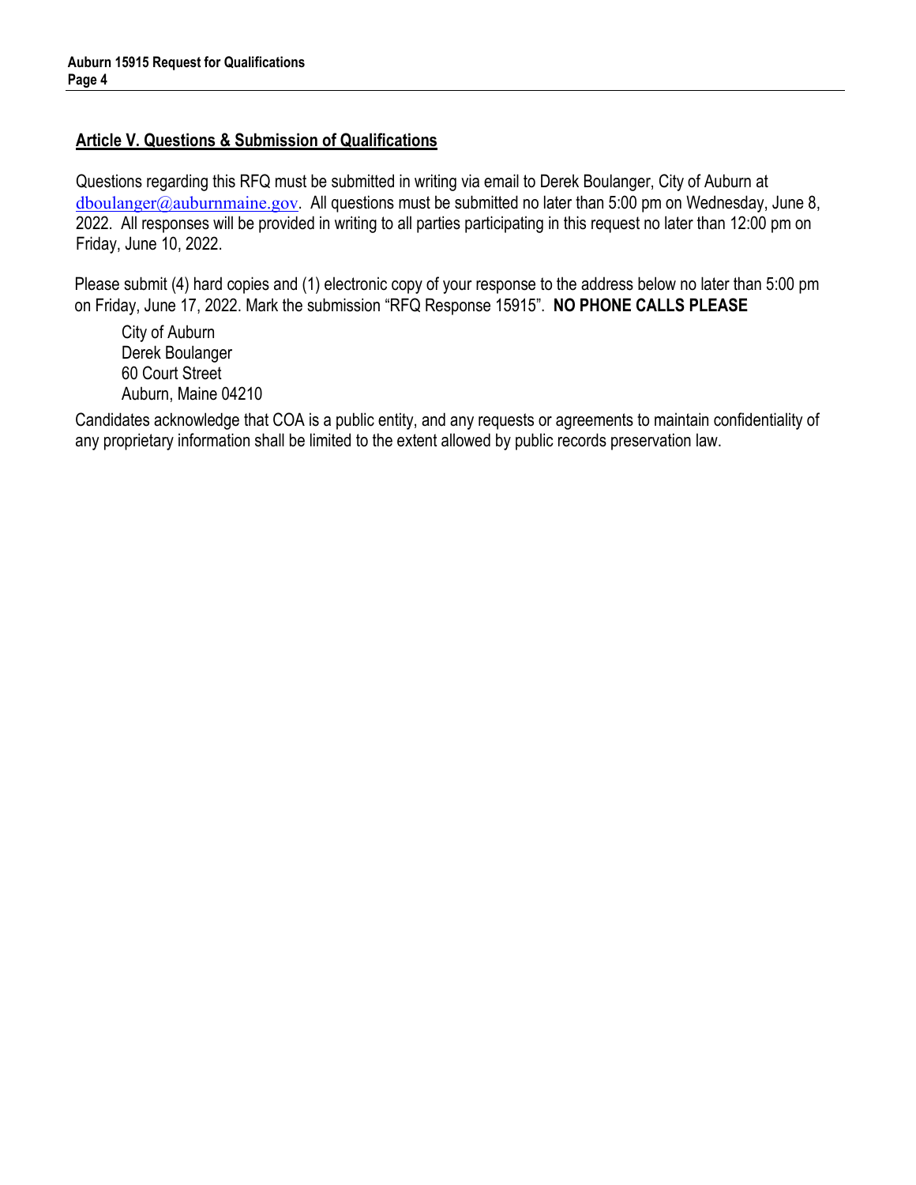## Article V. Questions & Submission of Qualifications

Questions regarding this RFQ must be submitted in writing via email to Derek Boulanger, City of Auburn at dboulanger@auburnmaine.gov. All questions must be submitted no later than 5:00 pm on Wednesday, June 8, 2022. All responses will be provided in writing to all parties participating in this request no later than 12:00 pm on Friday, June 10, 2022.

Please submit (4) hard copies and (1) electronic copy of your response to the address below no later than 5:00 pm on Friday, June 17, 2022. Mark the submission "RFQ Response 15915". **NO PHONE CALLS PLEASE**

City of Auburn
Derek Boulanger
60 Court Street
Auburn, Maine 04210

Candidates acknowledge that COA is a public entity, and any requests or agreements to maintain confidentiality of any proprietary information shall be limited to the extent allowed by public records preservation law.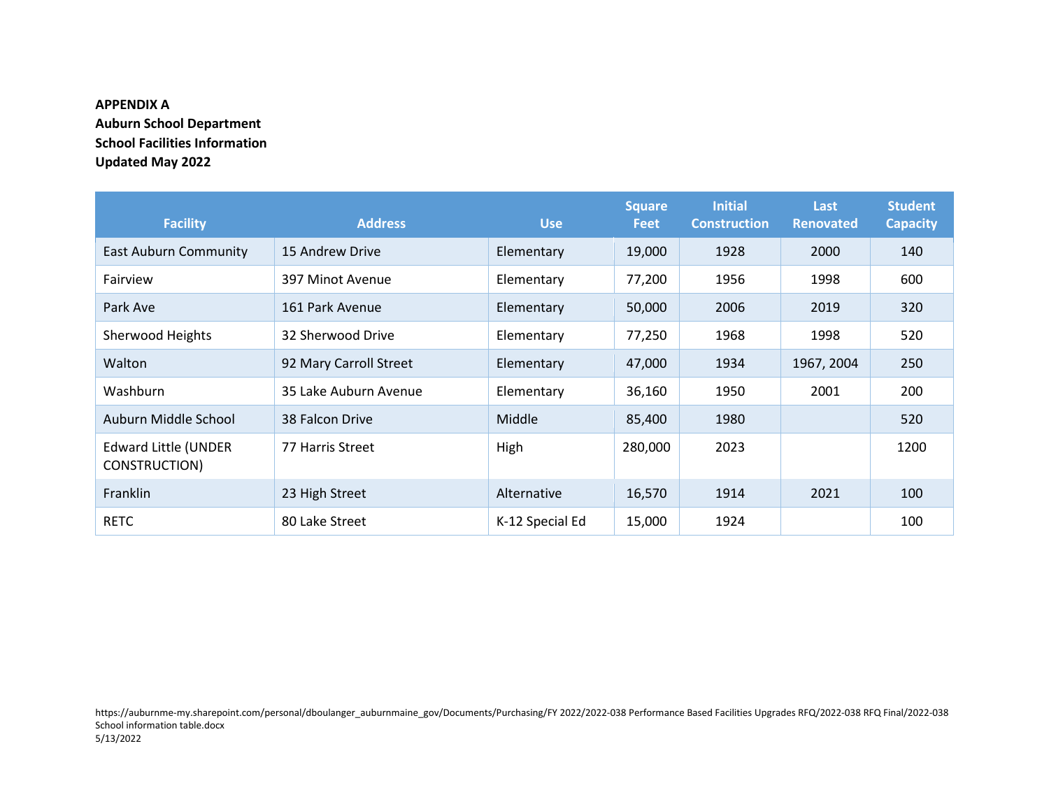**APPENDIX A**
**Auburn School Department**
**School Facilities Information**
**Updated May 2022**

| Facility | Address | Use | Square Feet | Initial Construction | Last Renovated | Student Capacity |
|---|---|---|---|---|---|---|
| East Auburn Community | 15 Andrew Drive | Elementary | 19,000 | 1928 | 2000 | 140 |
| Fairview | 397 Minot Avenue | Elementary | 77,200 | 1956 | 1998 | 600 |
| Park Ave | 161 Park Avenue | Elementary | 50,000 | 2006 | 2019 | 320 |
| Sherwood Heights | 32 Sherwood Drive | Elementary | 77,250 | 1968 | 1998 | 520 |
| Walton | 92 Mary Carroll Street | Elementary | 47,000 | 1934 | 1967, 2004 | 250 |
| Washburn | 35 Lake Auburn Avenue | Elementary | 36,160 | 1950 | 2001 | 200 |
| Auburn Middle School | 38 Falcon Drive | Middle | 85,400 | 1980 | | 520 |
| Edward Little (UNDER CONSTRUCTION) | 77 Harris Street | High | 280,000 | 2023 | | 1200 |
| Franklin | 23 High Street | Alternative | 16,570 | 1914 | 2021 | 100 |
| RETC | 80 Lake Street | K-12 Special Ed | 15,000 | 1924 | | 100 |

https://auburnme-my.sharepoint.com/personal/dboulanger_auburnmaine_gov/Documents/Purchasing/FY 2022/2022-038 Performance Based Facilities Upgrades RFQ/2022-038 RFQ Final/2022-038 School information table.docx
5/13/2022